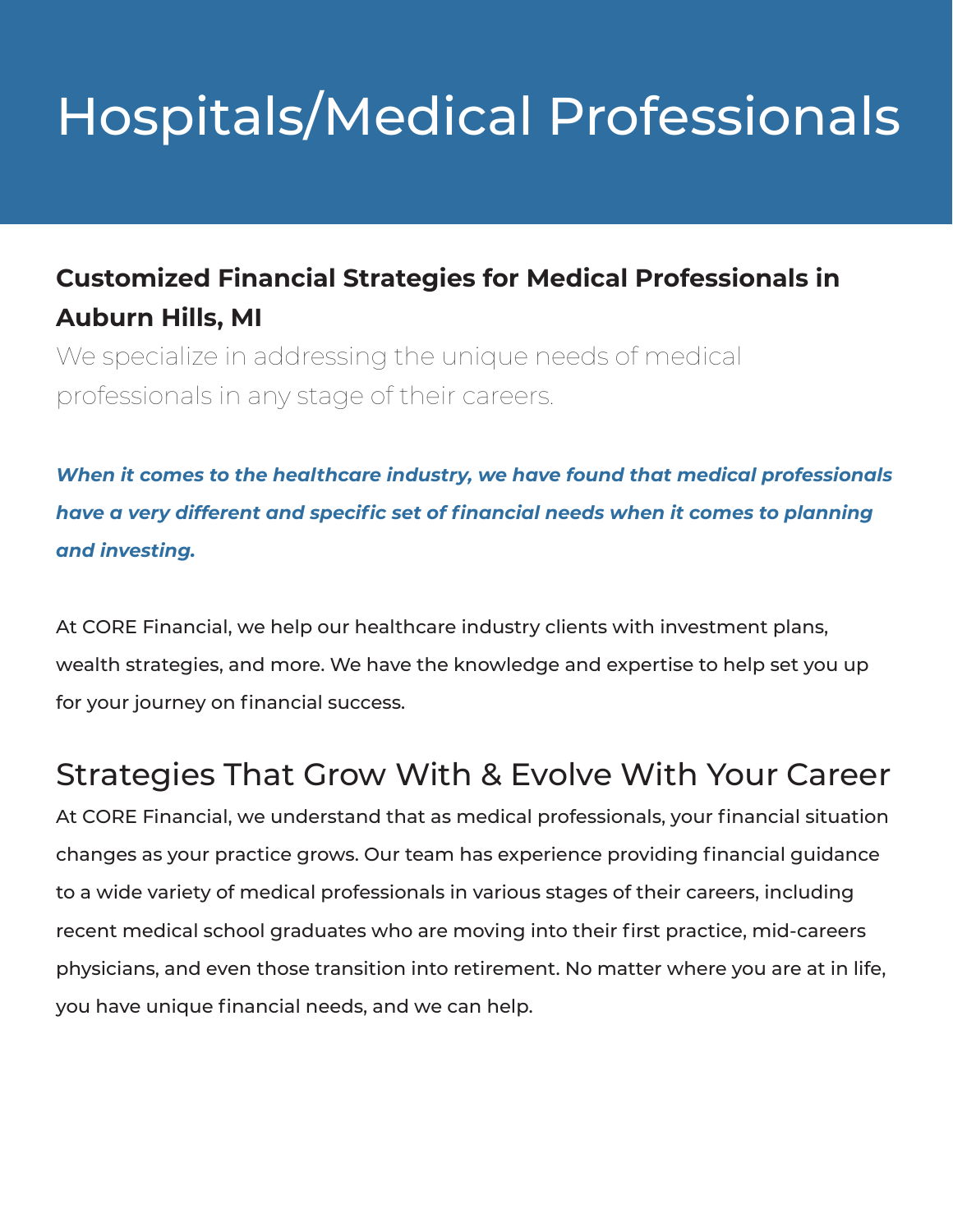# Hospitals/Medical Professionals

### Customized Financial Strategies for Medical Professionals in Auburn Hills, MI

We specialize in addressing the unique needs of medical professionals in any stage of their careers.

***When it comes to the healthcare industry, we have found that medical professionals have a very different and specific set of financial needs when it comes to planning and investing.***

At CORE Financial, we help our healthcare industry clients with investment plans, wealth strategies, and more. We have the knowledge and expertise to help set you up for your journey on financial success.

## Strategies That Grow With & Evolve With Your Career

At CORE Financial, we understand that as medical professionals, your financial situation changes as your practice grows. Our team has experience providing financial guidance to a wide variety of medical professionals in various stages of their careers, including recent medical school graduates who are moving into their first practice, mid-careers physicians, and even those transition into retirement. No matter where you are at in life, you have unique financial needs, and we can help.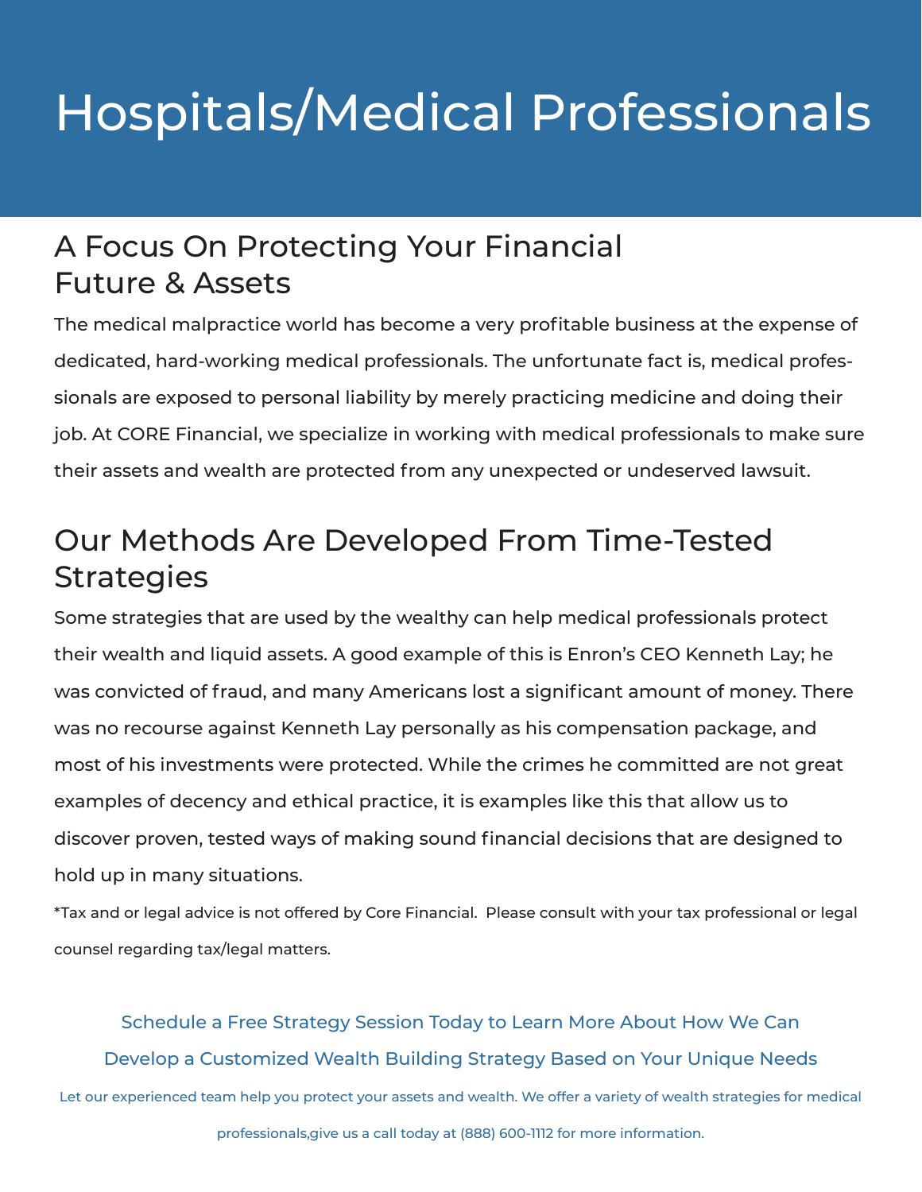# Hospitals/Medical Professionals

## A Focus On Protecting Your Financial Future & Assets

The medical malpractice world has become a very profitable business at the expense of dedicated, hard-working medical professionals. The unfortunate fact is, medical professionals are exposed to personal liability by merely practicing medicine and doing their job. At CORE Financial, we specialize in working with medical professionals to make sure their assets and wealth are protected from any unexpected or undeserved lawsuit.

## Our Methods Are Developed From Time-Tested Strategies

Some strategies that are used by the wealthy can help medical professionals protect their wealth and liquid assets. A good example of this is Enron's CEO Kenneth Lay; he was convicted of fraud, and many Americans lost a significant amount of money. There was no recourse against Kenneth Lay personally as his compensation package, and most of his investments were protected. While the crimes he committed are not great examples of decency and ethical practice, it is examples like this that allow us to discover proven, tested ways of making sound financial decisions that are designed to hold up in many situations.

*Tax and or legal advice is not offered by Core Financial. Please consult with your tax professional or legal counsel regarding tax/legal matters.

Schedule a Free Strategy Session Today to Learn More About How We Can Develop a Customized Wealth Building Strategy Based on Your Unique Needs

Let our experienced team help you protect your assets and wealth. We offer a variety of wealth strategies for medical professionals,give us a call today at (888) 600-1112 for more information.